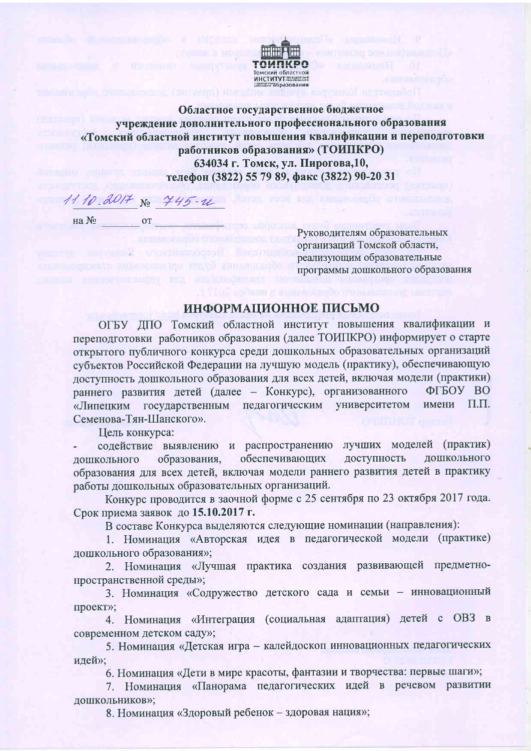Областное государственное бюджетное учреждение дополнительного профессионального образования «Томский областной институт повышения квалификации и переподготовки работников образования» (ТОИПКРО)

634034 г. Томск, ул. Пирогова,10,

телефон (3822) 55 79 89, факс (3822) 90-20 31

11.10.2017 № 745-и

на № ______ от ______

Руководителям образовательных организаций Томской области, реализующим образовательные программы дошкольного образования

## ИНФОРМАЦИОННОЕ ПИСЬМО

ОГБУ ДПО Томский областной институт повышения квалификации и переподготовки работников образования (далее ТОИПКРО) информирует о старте открытого публичного конкурса среди дошкольных образовательных организаций субъектов Российской Федерации на лучшую модель (практику), обеспечивающую доступность дошкольного образования для всех детей, включая модели (практики) раннего развития детей (далее – Конкурс), организованного ФГБОУ ВО «Липецким государственным педагогическим университетом имени П.П. Семенова-Тян-Шанского».

Цель конкурса:

- содействие выявлению и распространению лучших моделей (практик) дошкольного образования, обеспечивающих доступность дошкольного образования для всех детей, включая модели раннего развития детей в практику работы дошкольных образовательных организаций.

Конкурс проводится в заочной форме с 25 сентября по 23 октября 2017 года. Срок приема заявок до **15.10.2017 г.**

В составе Конкурса выделяются следующие номинации (направления):

1. Номинация «Авторская идея в педагогической модели (практике) дошкольного образования»;
2. Номинация «Лучшая практика создания развивающей предметно-пространственной среды»;
3. Номинация «Содружество детского сада и семьи – инновационный проект»;
4. Номинация «Интеграция (социальная адаптация) детей с ОВЗ в современном детском саду»;
5. Номинация «Детская игра – калейдоскоп инновационных педагогических идей»;
6. Номинация «Дети в мире красоты, фантазии и творчества: первые шаги»;
7. Номинация «Панорама педагогических идей в речевом развитии дошкольников»;
8. Номинация «Здоровый ребенок – здоровая нация»;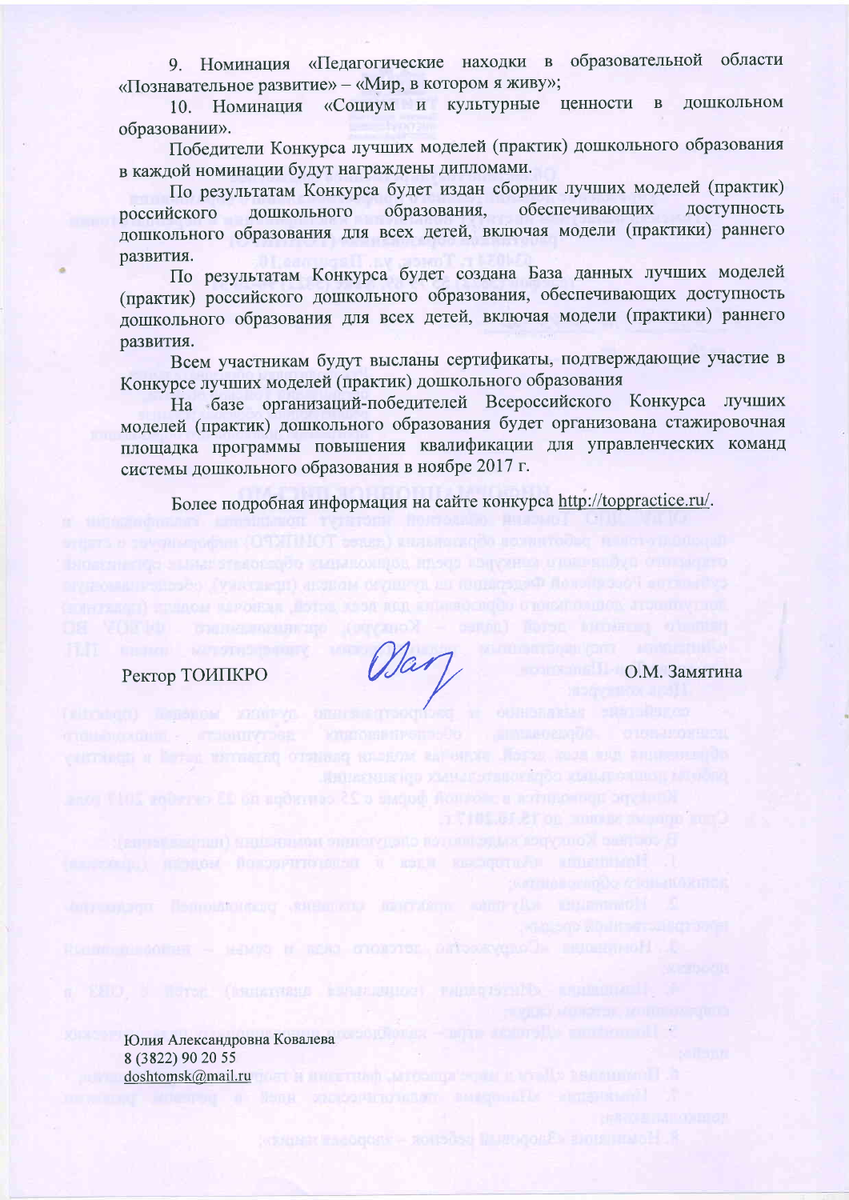9. Номинация «Педагогические находки в образовательной области «Познавательное развитие» – «Мир, в котором я живу»;

10. Номинация «Социум и культурные ценности в дошкольном образовании».

Победители Конкурса лучших моделей (практик) дошкольного образования в каждой номинации будут награждены дипломами.

По результатам Конкурса будет издан сборник лучших моделей (практик) российского дошкольного образования, обеспечивающих доступность дошкольного образования для всех детей, включая модели (практики) раннего развития.

По результатам Конкурса будет создана База данных лучших моделей (практик) российского дошкольного образования, обеспечивающих доступность дошкольного образования для всех детей, включая модели (практики) раннего развития.

Всем участникам будут высланы сертификаты, подтверждающие участие в Конкурсе лучших моделей (практик) дошкольного образования

На базе организаций-победителей Всероссийского Конкурса лучших моделей (практик) дошкольного образования будет организована стажировочная площадка программы повышения квалификации для управленческих команд системы дошкольного образования в ноябре 2017 г.

Более подробная информация на сайте конкурса http://toppractice.ru/.

Ректор ТОИПКРО О.М. Замятина

Юлия Александровна Ковалева
8 (3822) 90 20 55
doshtomsk@mail.ru